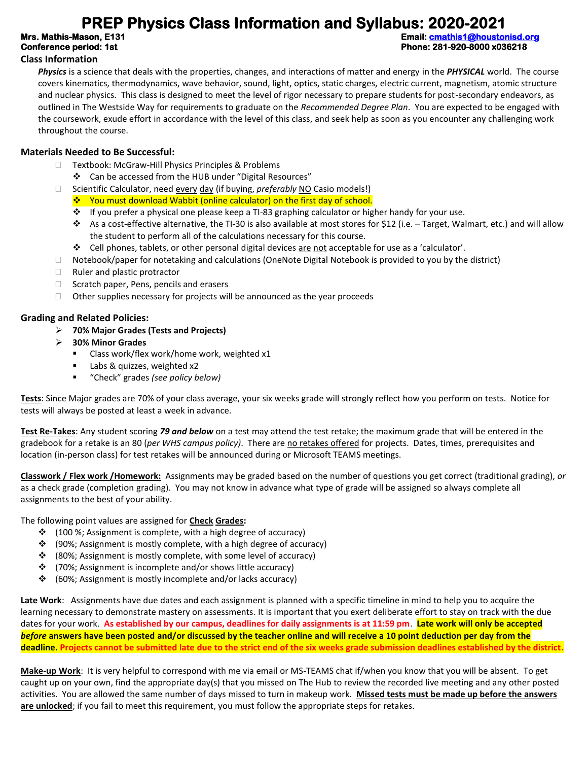# PREP Physics Class Information and Syllabus: 2020-2021

**Mrs. Mathis-Mason, E131** **Email: cmathis1@houstonisd.org**
**Conference period: 1st** **Phone: 281-920-8000 x036218**

## Class Information

*Physics* is a science that deals with the properties, changes, and interactions of matter and energy in the ***PHYSICAL*** world. The course covers kinematics, thermodynamics, wave behavior, sound, light, optics, static charges, electric current, magnetism, atomic structure and nuclear physics. This class is designed to meet the level of rigor necessary to prepare students for post-secondary endeavors, as outlined in The Westside Way for requirements to graduate on the *Recommended Degree Plan*. You are expected to be engaged with the coursework, exude effort in accordance with the level of this class, and seek help as soon as you encounter any challenging work throughout the course.

## Materials Needed to Be Successful:

- Textbook: McGraw-Hill Physics Principles & Problems
  - Can be accessed from the HUB under "Digital Resources"
- Scientific Calculator, need every day (if buying, *preferably* NO Casio models!)
  - You must download Wabbit (online calculator) on the first day of school.
  - If you prefer a physical one please keep a TI-83 graphing calculator or higher handy for your use.
  - As a cost-effective alternative, the TI-30 is also available at most stores for $12 (i.e. – Target, Walmart, etc.) and will allow the student to perform all of the calculations necessary for this course.
  - Cell phones, tablets, or other personal digital devices are not acceptable for use as a 'calculator'.
- Notebook/paper for notetaking and calculations (OneNote Digital Notebook is provided to you by the district)
- Ruler and plastic protractor
- Scratch paper, Pens, pencils and erasers
- Other supplies necessary for projects will be announced as the year proceeds

## Grading and Related Policies:

- **70% Major Grades (Tests and Projects)**
- **30% Minor Grades**
  - Class work/flex work/home work, weighted x1
  - Labs & quizzes, weighted x2
  - "Check" grades *(see policy below)*

**Tests**: Since Major grades are 70% of your class average, your six weeks grade will strongly reflect how you perform on tests. Notice for tests will always be posted at least a week in advance.

**Test Re-Takes**: Any student scoring ***79 and below*** on a test may attend the test retake; the maximum grade that will be entered in the gradebook for a retake is an 80 (*per WHS campus policy)*. There are no retakes offered for projects. Dates, times, prerequisites and location (in-person class) for test retakes will be announced during or Microsoft TEAMS meetings.

**Classwork / Flex work /Homework:** Assignments may be graded based on the number of questions you get correct (traditional grading), *or* as a check grade (completion grading). You may not know in advance what type of grade will be assigned so always complete all assignments to the best of your ability.

The following point values are assigned for **Check Grades:**

- (100 %; Assignment is complete, with a high degree of accuracy)
- (90%; Assignment is mostly complete, with a high degree of accuracy)
- (80%; Assignment is mostly complete, with some level of accuracy)
- (70%; Assignment is incomplete and/or shows little accuracy)
- (60%; Assignment is mostly incomplete and/or lacks accuracy)

**Late Work**: Assignments have due dates and each assignment is planned with a specific timeline in mind to help you to acquire the learning necessary to demonstrate mastery on assessments. It is important that you exert deliberate effort to stay on track with the due dates for your work. **As established by our campus, deadlines for daily assignments is at 11:59 pm**. **Late work will only be accepted *before* answers have been posted and/or discussed by the teacher online and will receive a 10 point deduction per day from the deadline. Projects cannot be submitted late due to the strict end of the six weeks grade submission deadlines established by the district.**

**Make-up Work**: It is very helpful to correspond with me via email or MS-TEAMS chat if/when you know that you will be absent. To get caught up on your own, find the appropriate day(s) that you missed on The Hub to review the recorded live meeting and any other posted activities. You are allowed the same number of days missed to turn in makeup work. **Missed tests must be made up before the answers are unlocked**; if you fail to meet this requirement, you must follow the appropriate steps for retakes.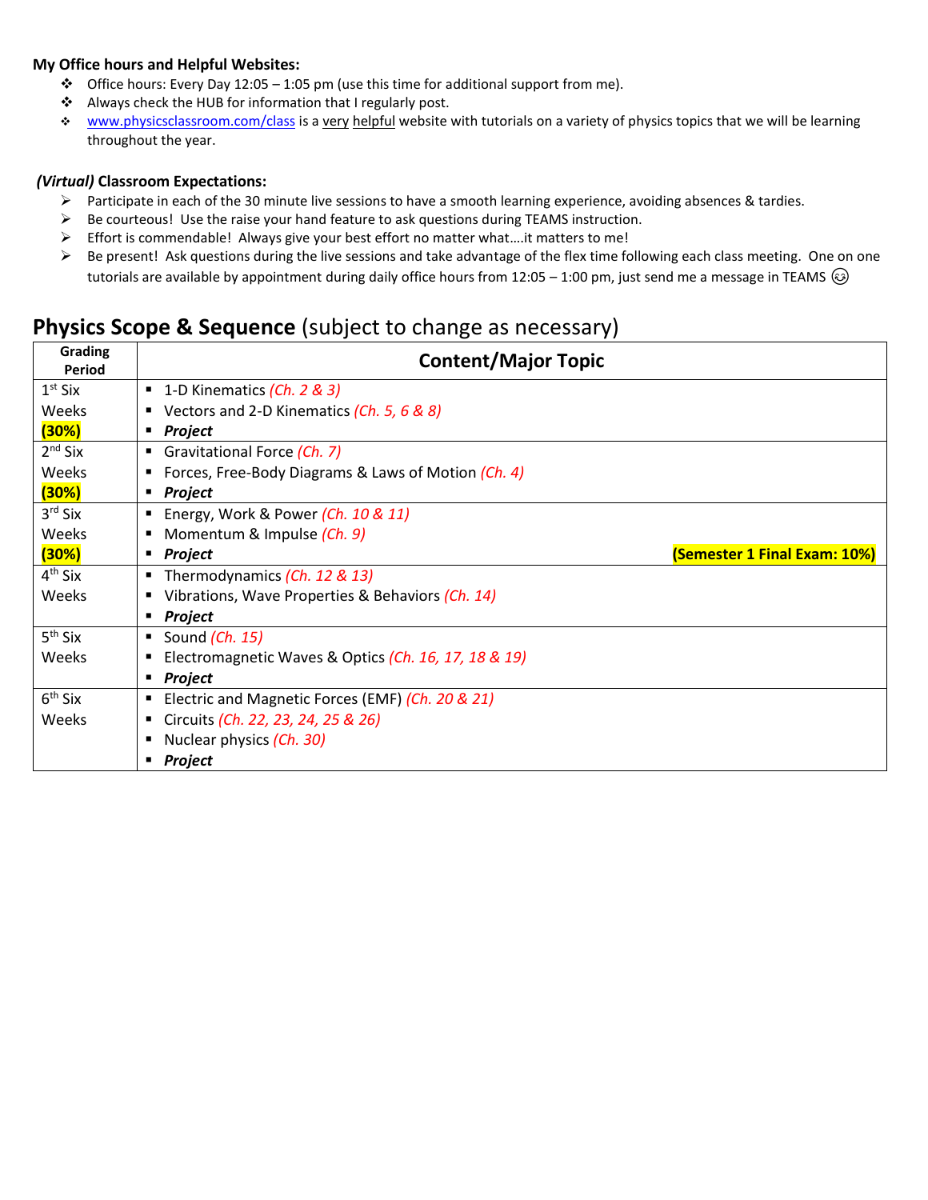**My Office hours and Helpful Websites:**

- Office hours: Every Day 12:05 – 1:05 pm (use this time for additional support from me).
- Always check the HUB for information that I regularly post.
- www.physicsclassroom.com/class is a very helpful website with tutorials on a variety of physics topics that we will be learning throughout the year.

***(Virtual)* Classroom Expectations:**

- Participate in each of the 30 minute live sessions to have a smooth learning experience, avoiding absences & tardies.
- Be courteous! Use the raise your hand feature to ask questions during TEAMS instruction.
- Effort is commendable! Always give your best effort no matter what….it matters to me!
- Be present! Ask questions during the live sessions and take advantage of the flex time following each class meeting. One on one tutorials are available by appointment during daily office hours from 12:05 – 1:00 pm, just send me a message in TEAMS ☺

## Physics Scope & Sequence (subject to change as necessary)

| Grading Period | Content/Major Topic |
|---|---|
| 1st Six Weeks **(30%)** | ▪ 1-D Kinematics *(Ch. 2 & 3)*<br>▪ Vectors and 2-D Kinematics *(Ch. 5, 6 & 8)*<br>▪ ***Project*** |
| 2nd Six Weeks **(30%)** | ▪ Gravitational Force *(Ch. 7)*<br>▪ Forces, Free-Body Diagrams & Laws of Motion *(Ch. 4)*<br>▪ ***Project*** |
| 3rd Six Weeks **(30%)** | ▪ Energy, Work & Power *(Ch. 10 & 11)*<br>▪ Momentum & Impulse *(Ch. 9)*<br>▪ ***Project*** **(Semester 1 Final Exam: 10%)** |
| 4th Six Weeks | ▪ Thermodynamics *(Ch. 12 & 13)*<br>▪ Vibrations, Wave Properties & Behaviors *(Ch. 14)*<br>▪ ***Project*** |
| 5th Six Weeks | ▪ Sound *(Ch. 15)*<br>▪ Electromagnetic Waves & Optics *(Ch. 16, 17, 18 & 19)*<br>▪ ***Project*** |
| 6th Six Weeks | ▪ Electric and Magnetic Forces (EMF) *(Ch. 20 & 21)*<br>▪ Circuits *(Ch. 22, 23, 24, 25 & 26)*<br>▪ Nuclear physics *(Ch. 30)*<br>▪ ***Project*** |